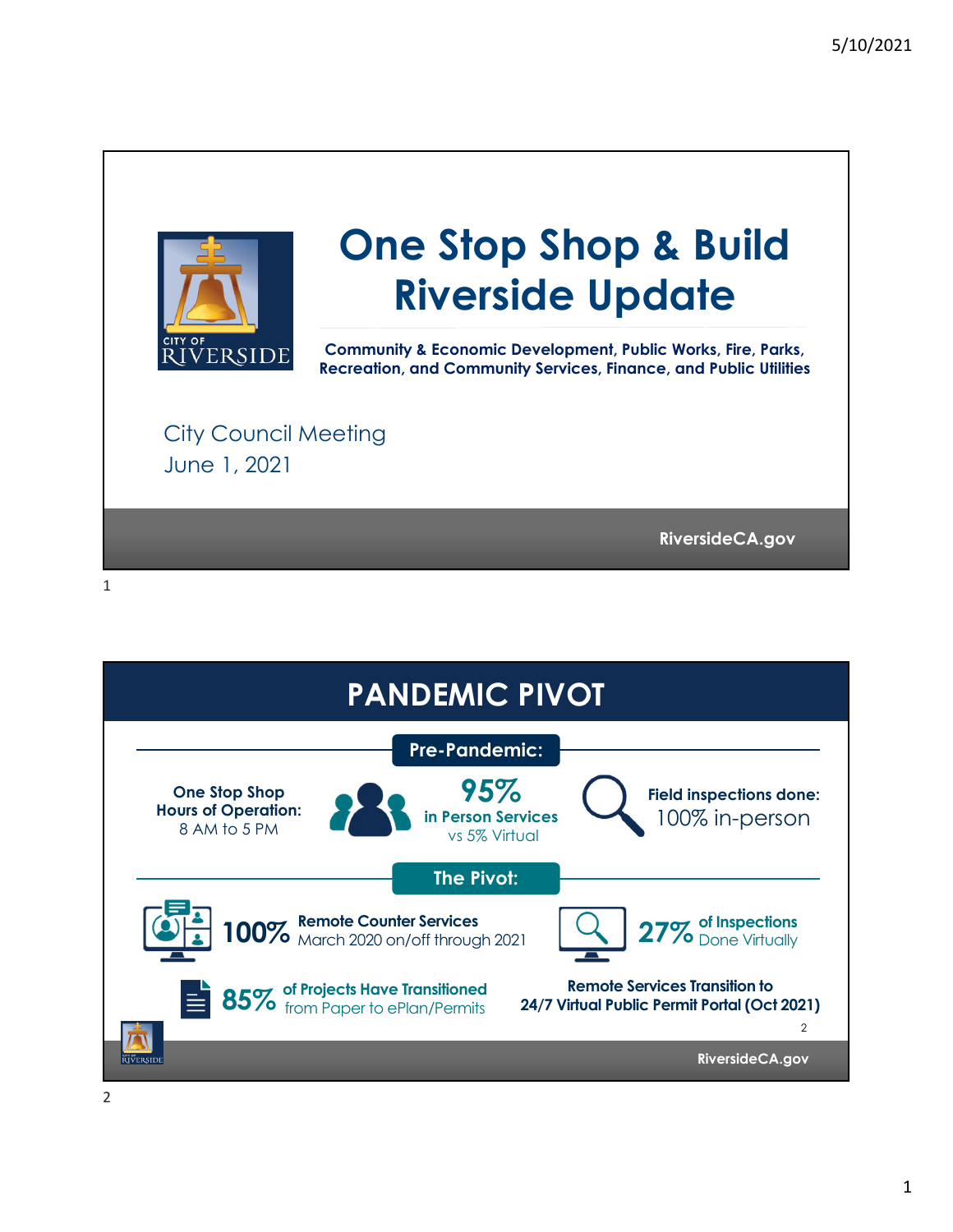# One Stop Shop & Build Riverside Update

**Community & Economic Development, Public Works, Fire, Parks, Recreation, and Community Services, Finance, and Public Utilities**

City Council Meeting
June 1, 2021

RiversideCA.gov

## PANDEMIC PIVOT

### Pre-Pandemic:

**One Stop Shop Hours of Operation:** 8 AM to 5 PM

**95% in Person Services** vs 5% Virtual

**Field inspections done:** 100% in-person

### The Pivot:

**100% Remote Counter Services** March 2020 on/off through 2021

**27% of Inspections** Done Virtually

**85% of Projects Have Transitioned** from Paper to ePlan/Permits

**Remote Services Transition to 24/7 Virtual Public Permit Portal (Oct 2021)**

RiversideCA.gov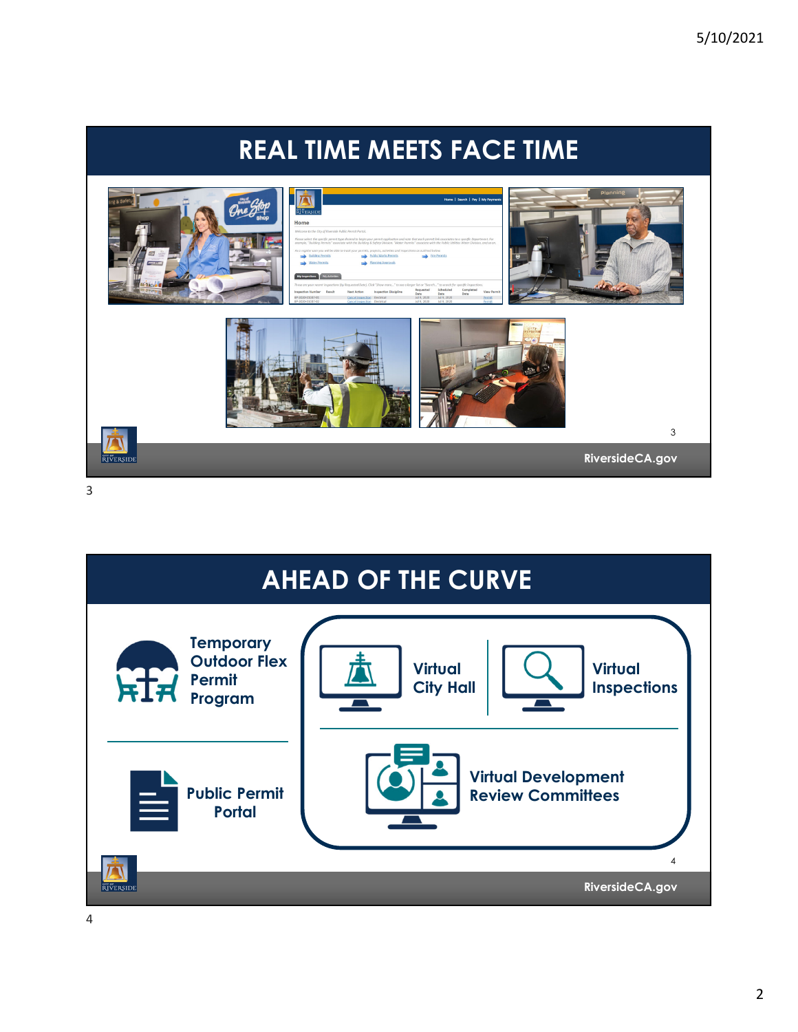## REAL TIME MEETS FACE TIME

## AHEAD OF THE CURVE

- Temporary Outdoor Flex Permit Program
- Public Permit Portal
- Virtual City Hall
- Virtual Inspections
- Virtual Development Review Committees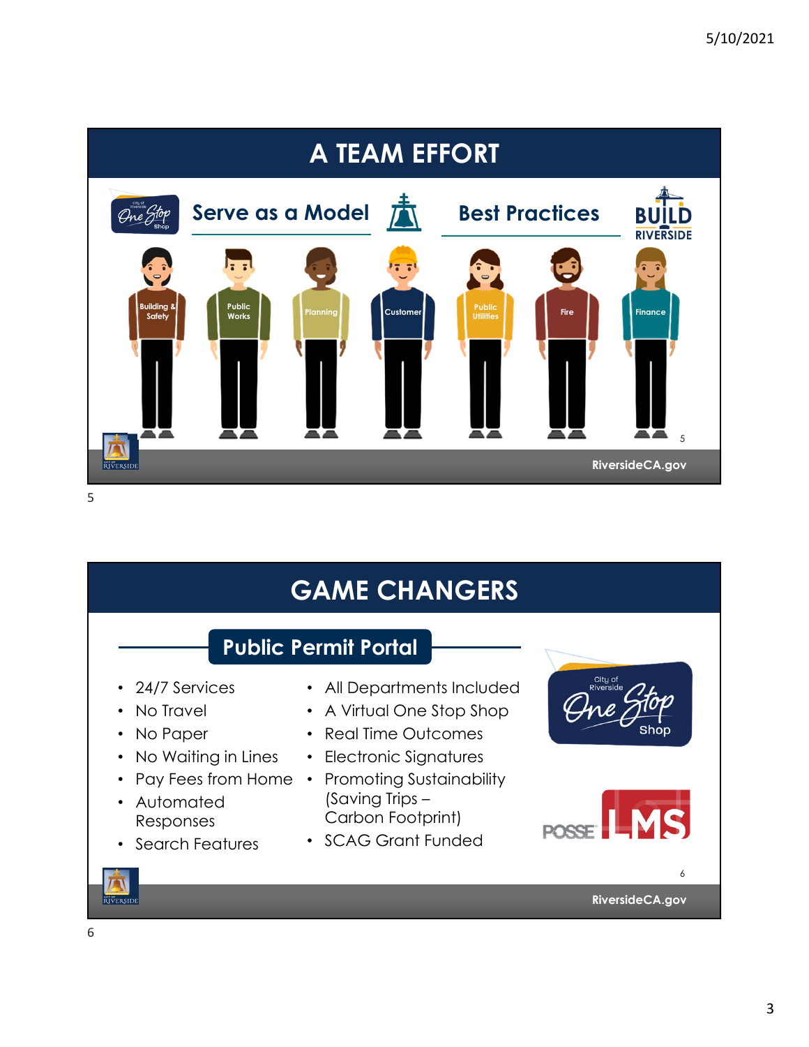# A TEAM EFFORT

**Serve as a Model** | **Best Practices**

Building & Safety · Public Works · Planning · Customer · Public Utilities · Fire · Finance

# GAME CHANGERS

## Public Permit Portal

- 24/7 Services
- No Travel
- No Paper
- No Waiting in Lines
- Pay Fees from Home
- Automated Responses
- Search Features
- All Departments Included
- A Virtual One Stop Shop
- Real Time Outcomes
- Electronic Signatures
- Promoting Sustainability (Saving Trips – Carbon Footprint)
- SCAG Grant Funded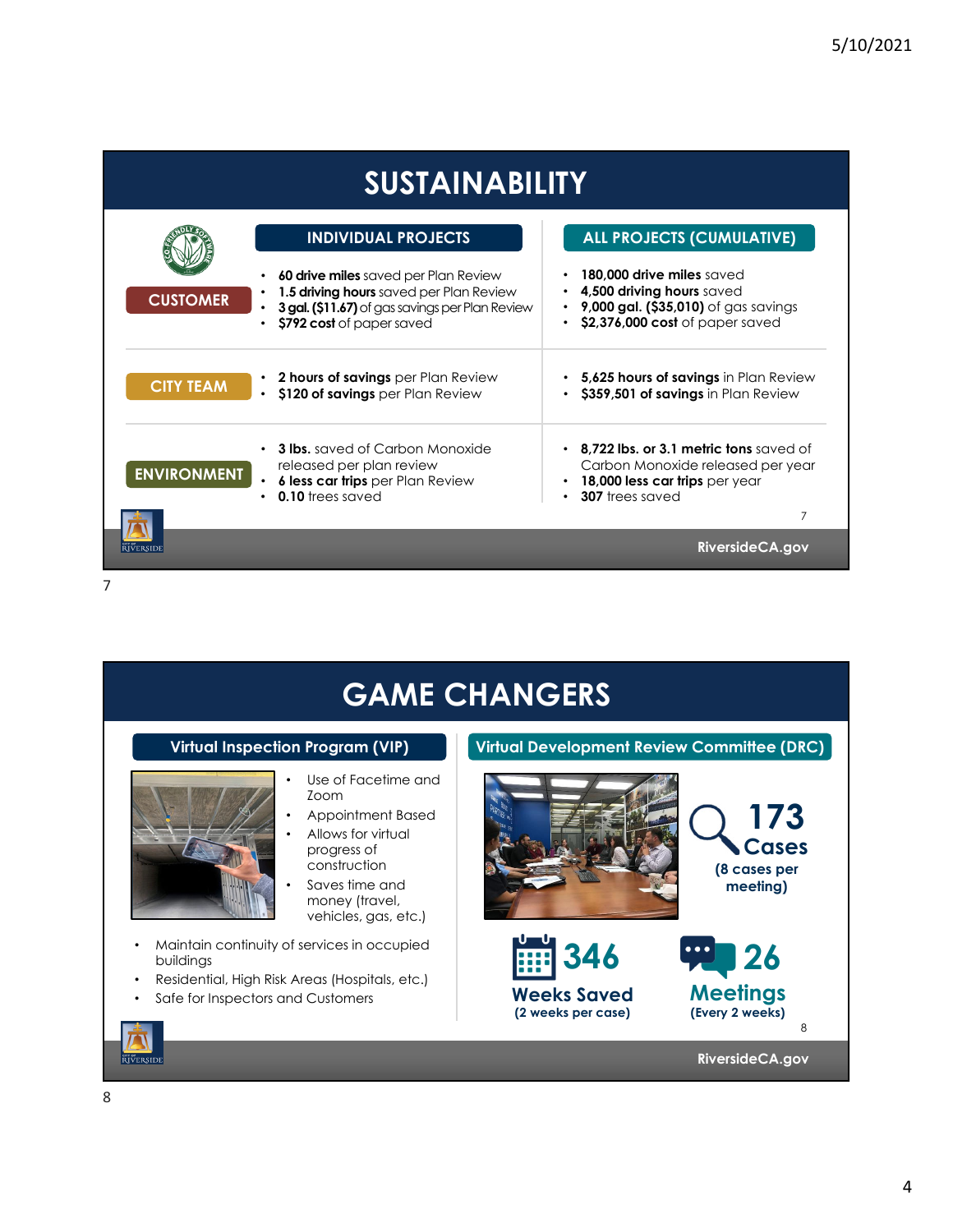# SUSTAINABILITY

| | INDIVIDUAL PROJECTS | ALL PROJECTS (CUMULATIVE) |
|---|---|---|
| CUSTOMER | • **60 drive miles** saved per Plan Review<br>• **1.5 driving hours** saved per Plan Review<br>• **3 gal. ($11.67)** of gas savings per Plan Review<br>• **$792 cost** of paper saved | • **180,000 drive miles** saved<br>• **4,500 driving hours** saved<br>• **9,000 gal. ($35,010)** of gas savings<br>• **$2,376,000 cost** of paper saved |
| CITY TEAM | • **2 hours of savings** per Plan Review<br>• **$120 of savings** per Plan Review | • **5,625 hours of savings** in Plan Review<br>• **$359,501 of savings** in Plan Review |
| ENVIRONMENT | • **3 lbs.** saved of Carbon Monoxide released per plan review<br>• **6 less car trips** per Plan Review<br>• **0.10** trees saved | • **8,722 lbs. or 3.1 metric tons** saved of Carbon Monoxide released per year<br>• **18,000 less car trips** per year<br>• **307** trees saved |

# GAME CHANGERS

## Virtual Inspection Program (VIP)

- Use of Facetime and Zoom
- Appointment Based
- Allows for virtual progress of construction
- Saves time and money (travel, vehicles, gas, etc.)

- Maintain continuity of services in occupied buildings
- Residential, High Risk Areas (Hospitals, etc.)
- Safe for Inspectors and Customers

## Virtual Development Review Committee (DRC)

**173 Cases** (8 cases per meeting)

**346 Weeks Saved** (2 weeks per case)

**26 Meetings** (Every 2 weeks)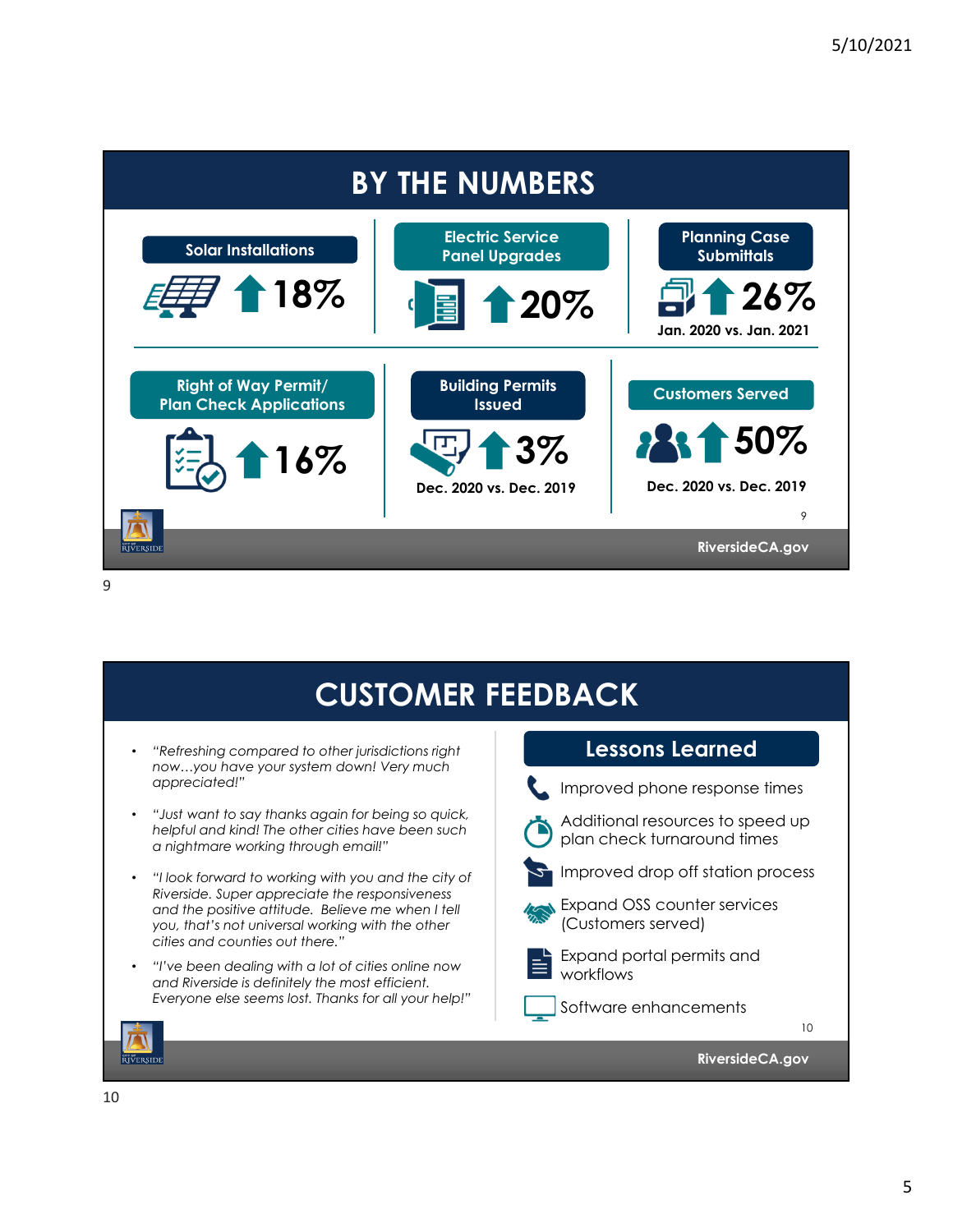# BY THE NUMBERS

**Solar Installations**

↑ 18%

**Electric Service Panel Upgrades**

↑ 20%

**Planning Case Submittals**

↑ 26%

Jan. 2020 vs. Jan. 2021

**Right of Way Permit/ Plan Check Applications**

↑ 16%

**Building Permits Issued**

↑ 3%

Dec. 2020 vs. Dec. 2019

**Customers Served**

↑ 50%

Dec. 2020 vs. Dec. 2019

RiversideCA.gov

# CUSTOMER FEEDBACK

- *"Refreshing compared to other jurisdictions right now…you have your system down! Very much appreciated!"*
- *"Just want to say thanks again for being so quick, helpful and kind! The other cities have been such a nightmare working through email!"*
- *"I look forward to working with you and the city of Riverside. Super appreciate the responsiveness and the positive attitude. Believe me when I tell you, that's not universal working with the other cities and counties out there."*
- *"I've been dealing with a lot of cities online now and Riverside is definitely the most efficient. Everyone else seems lost. Thanks for all your help!"*

## Lessons Learned

- Improved phone response times
- Additional resources to speed up plan check turnaround times
- Improved drop off station process
- Expand OSS counter services (Customers served)
- Expand portal permits and workflows
- Software enhancements

RiversideCA.gov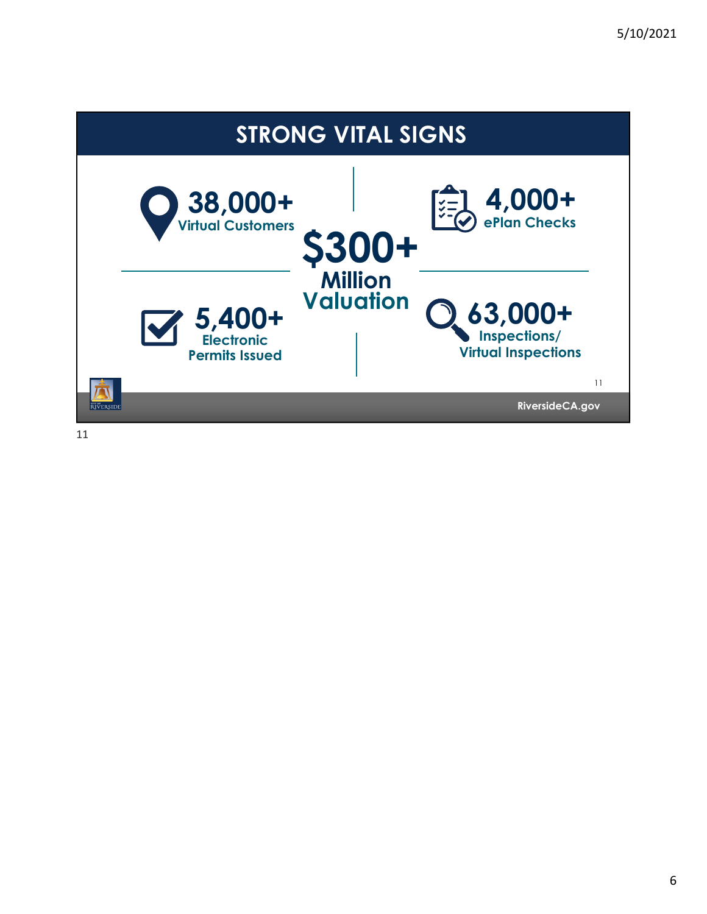# STRONG VITAL SIGNS

**38,000+**
Virtual Customers

**4,000+**
ePlan Checks

**$300+**
Million
Valuation

**5,400+**
Electronic
Permits Issued

**63,000+**
Inspections/
Virtual Inspections

RiversideCA.gov